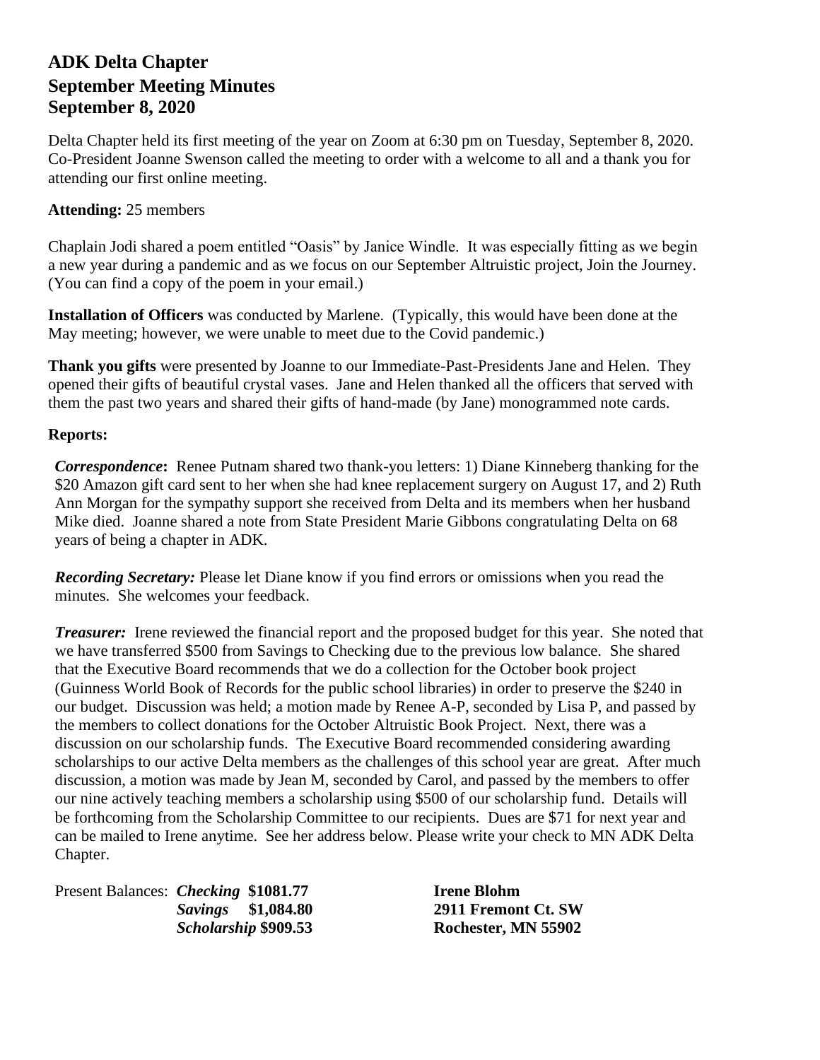# ADK Delta Chapter
# September Meeting Minutes
# September 8, 2020

Delta Chapter held its first meeting of the year on Zoom at 6:30 pm on Tuesday, September 8, 2020. Co-President Joanne Swenson called the meeting to order with a welcome to all and a thank you for attending our first online meeting.

**Attending:** 25 members

Chaplain Jodi shared a poem entitled "Oasis" by Janice Windle. It was especially fitting as we begin a new year during a pandemic and as we focus on our September Altruistic project, Join the Journey. (You can find a copy of the poem in your email.)

**Installation of Officers** was conducted by Marlene. (Typically, this would have been done at the May meeting; however, we were unable to meet due to the Covid pandemic.)

**Thank you gifts** were presented by Joanne to our Immediate-Past-Presidents Jane and Helen. They opened their gifts of beautiful crystal vases. Jane and Helen thanked all the officers that served with them the past two years and shared their gifts of hand-made (by Jane) monogrammed note cards.

**Reports:**

***Correspondence*:** Renee Putnam shared two thank-you letters: 1) Diane Kinneberg thanking for the $20 Amazon gift card sent to her when she had knee replacement surgery on August 17, and 2) Ruth Ann Morgan for the sympathy support she received from Delta and its members when her husband Mike died. Joanne shared a note from State President Marie Gibbons congratulating Delta on 68 years of being a chapter in ADK.

***Recording Secretary:*** Please let Diane know if you find errors or omissions when you read the minutes. She welcomes your feedback.

***Treasurer:*** Irene reviewed the financial report and the proposed budget for this year. She noted that we have transferred $500 from Savings to Checking due to the previous low balance. She shared that the Executive Board recommends that we do a collection for the October book project (Guinness World Book of Records for the public school libraries) in order to preserve the $240 in our budget. Discussion was held; a motion made by Renee A-P, seconded by Lisa P, and passed by the members to collect donations for the October Altruistic Book Project. Next, there was a discussion on our scholarship funds. The Executive Board recommended considering awarding scholarships to our active Delta members as the challenges of this school year are great. After much discussion, a motion was made by Jean M, seconded by Carol, and passed by the members to offer our nine actively teaching members a scholarship using $500 of our scholarship fund. Details will be forthcoming from the Scholarship Committee to our recipients. Dues are $71 for next year and can be mailed to Irene anytime. See her address below. Please write your check to MN ADK Delta Chapter.

Present Balances: ***Checking* $1081.77**
***Savings* $1,084.80**
***Scholarship* $909.53**

**Irene Blohm**
**2911 Fremont Ct. SW**
**Rochester, MN 55902**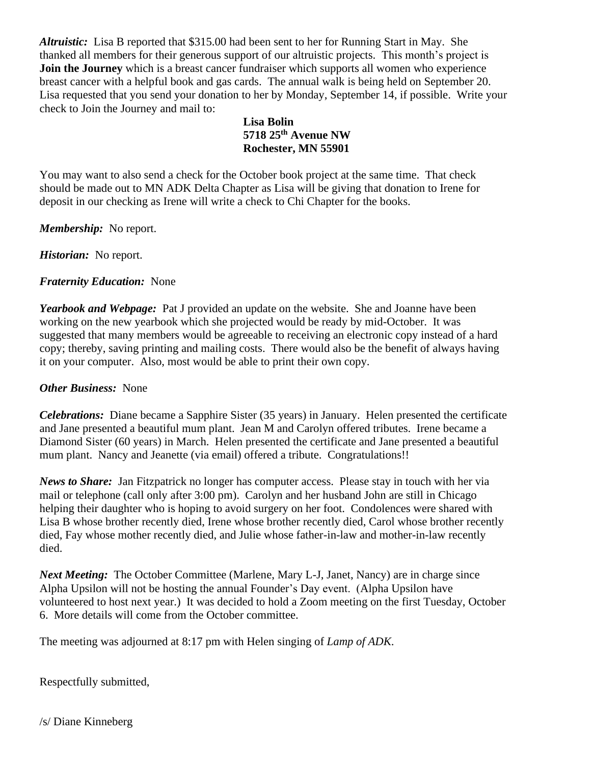***Altruistic:*** Lisa B reported that $315.00 had been sent to her for Running Start in May. She thanked all members for their generous support of our altruistic projects. This month's project is **Join the Journey** which is a breast cancer fundraiser which supports all women who experience breast cancer with a helpful book and gas cards. The annual walk is being held on September 20. Lisa requested that you send your donation to her by Monday, September 14, if possible. Write your check to Join the Journey and mail to:

**Lisa Bolin**
**5718 25th Avenue NW**
**Rochester, MN 55901**

You may want to also send a check for the October book project at the same time. That check should be made out to MN ADK Delta Chapter as Lisa will be giving that donation to Irene for deposit in our checking as Irene will write a check to Chi Chapter for the books.

***Membership:*** No report.

***Historian:*** No report.

***Fraternity Education:*** None

***Yearbook and Webpage:*** Pat J provided an update on the website. She and Joanne have been working on the new yearbook which she projected would be ready by mid-October. It was suggested that many members would be agreeable to receiving an electronic copy instead of a hard copy; thereby, saving printing and mailing costs. There would also be the benefit of always having it on your computer. Also, most would be able to print their own copy.

***Other Business:*** None

***Celebrations:*** Diane became a Sapphire Sister (35 years) in January. Helen presented the certificate and Jane presented a beautiful mum plant. Jean M and Carolyn offered tributes. Irene became a Diamond Sister (60 years) in March. Helen presented the certificate and Jane presented a beautiful mum plant. Nancy and Jeanette (via email) offered a tribute. Congratulations!!

***News to Share:*** Jan Fitzpatrick no longer has computer access. Please stay in touch with her via mail or telephone (call only after 3:00 pm). Carolyn and her husband John are still in Chicago helping their daughter who is hoping to avoid surgery on her foot. Condolences were shared with Lisa B whose brother recently died, Irene whose brother recently died, Carol whose brother recently died, Fay whose mother recently died, and Julie whose father-in-law and mother-in-law recently died.

***Next Meeting:*** The October Committee (Marlene, Mary L-J, Janet, Nancy) are in charge since Alpha Upsilon will not be hosting the annual Founder's Day event. (Alpha Upsilon have volunteered to host next year.) It was decided to hold a Zoom meeting on the first Tuesday, October 6. More details will come from the October committee.

The meeting was adjourned at 8:17 pm with Helen singing of *Lamp of ADK*.

Respectfully submitted,

/s/ Diane Kinneberg